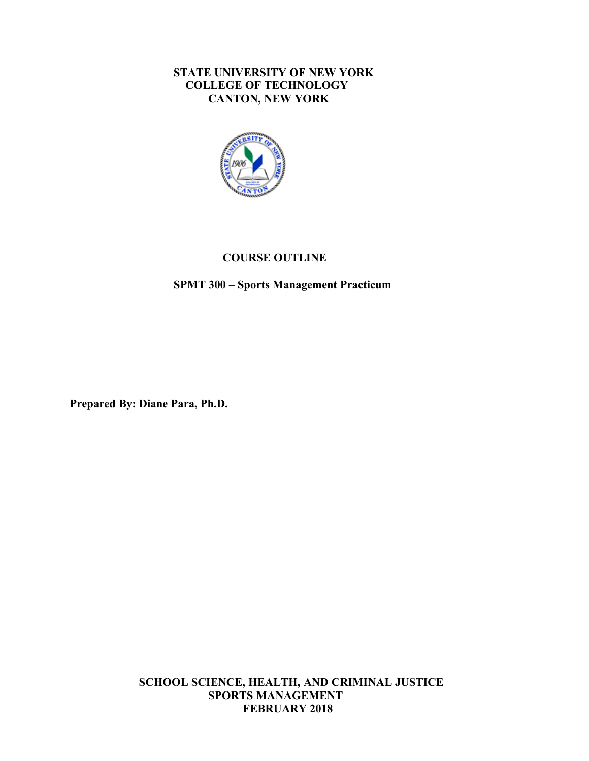**STATE UNIVERSITY OF NEW YORK**
**COLLEGE OF TECHNOLOGY**
**CANTON, NEW YORK**

# COURSE OUTLINE

## SPMT 300 – Sports Management Practicum

**Prepared By: Diane Para, Ph.D.**

**SCHOOL SCIENCE, HEALTH, AND CRIMINAL JUSTICE**
**SPORTS MANAGEMENT**
**FEBRUARY 2018**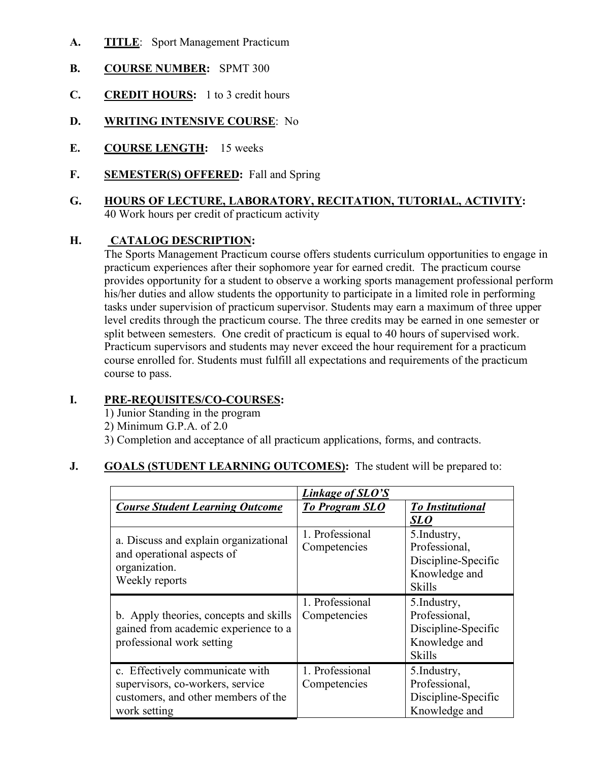**A.** **TITLE**: Sport Management Practicum

**B.** **COURSE NUMBER:** SPMT 300

**C.** **CREDIT HOURS:** 1 to 3 credit hours

**D.** **WRITING INTENSIVE COURSE**: No

**E.** **COURSE LENGTH:** 15 weeks

**F.** **SEMESTER(S) OFFERED:** Fall and Spring

**G.** **HOURS OF LECTURE, LABORATORY, RECITATION, TUTORIAL, ACTIVITY:**
40 Work hours per credit of practicum activity

**H.** **CATALOG DESCRIPTION:**
The Sports Management Practicum course offers students curriculum opportunities to engage in practicum experiences after their sophomore year for earned credit. The practicum course provides opportunity for a student to observe a working sports management professional perform his/her duties and allow students the opportunity to participate in a limited role in performing tasks under supervision of practicum supervisor. Students may earn a maximum of three upper level credits through the practicum course. The three credits may be earned in one semester or split between semesters. One credit of practicum is equal to 40 hours of supervised work. Practicum supervisors and students may never exceed the hour requirement for a practicum course enrolled for. Students must fulfill all expectations and requirements of the practicum course to pass.

**I.** **PRE-REQUISITES/CO-COURSES:**
1) Junior Standing in the program
2) Minimum G.P.A. of 2.0
3) Completion and acceptance of all practicum applications, forms, and contracts.

**J.** **GOALS (STUDENT LEARNING OUTCOMES):** The student will be prepared to:

| | ***Linkage of SLO'S*** | |
|---|---|---|
| ***Course Student Learning Outcome*** | ***To Program SLO*** | ***To Institutional SLO*** |
| a. Discuss and explain organizational and operational aspects of organization. Weekly reports | 1. Professional Competencies | 5.Industry, Professional, Discipline-Specific Knowledge and Skills |
| b. Apply theories, concepts and skills gained from academic experience to a professional work setting | 1. Professional Competencies | 5.Industry, Professional, Discipline-Specific Knowledge and Skills |
| c. Effectively communicate with supervisors, co-workers, service customers, and other members of the work setting | 1. Professional Competencies | 5.Industry, Professional, Discipline-Specific Knowledge and |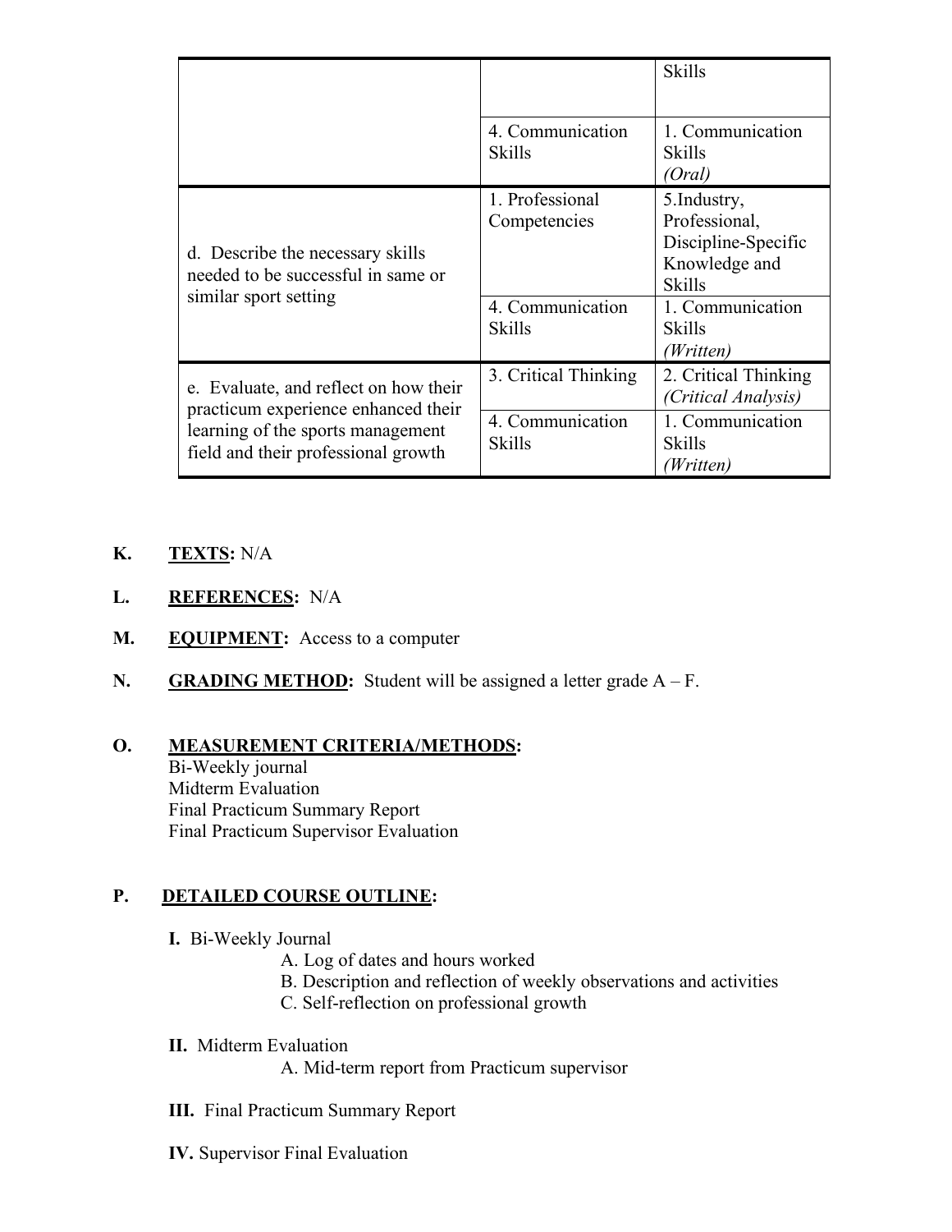| | | |
|---|---|---|
| | | Skills |
| | 4. Communication Skills | 1. Communication Skills *(Oral)* |
| d. Describe the necessary skills needed to be successful in same or similar sport setting | 1. Professional Competencies | 5.Industry, Professional, Discipline-Specific Knowledge and Skills |
| | 4. Communication Skills | 1. Communication Skills *(Written)* |
| e. Evaluate, and reflect on how their practicum experience enhanced their learning of the sports management field and their professional growth | 3. Critical Thinking | 2. Critical Thinking *(Critical Analysis)* |
| | 4. Communication Skills | 1. Communication Skills *(Written)* |

**K.** **TEXTS:** N/A

**L.** **REFERENCES:** N/A

**M.** **EQUIPMENT:** Access to a computer

**N.** **GRADING METHOD:** Student will be assigned a letter grade A – F.

**O.** **MEASUREMENT CRITERIA/METHODS:**

Bi-Weekly journal
Midterm Evaluation
Final Practicum Summary Report
Final Practicum Supervisor Evaluation

**P.** **DETAILED COURSE OUTLINE:**

**I.** Bi-Weekly Journal

- A. Log of dates and hours worked
- B. Description and reflection of weekly observations and activities
- C. Self-reflection on professional growth

**II.** Midterm Evaluation

- A. Mid-term report from Practicum supervisor

**III.** Final Practicum Summary Report

**IV.** Supervisor Final Evaluation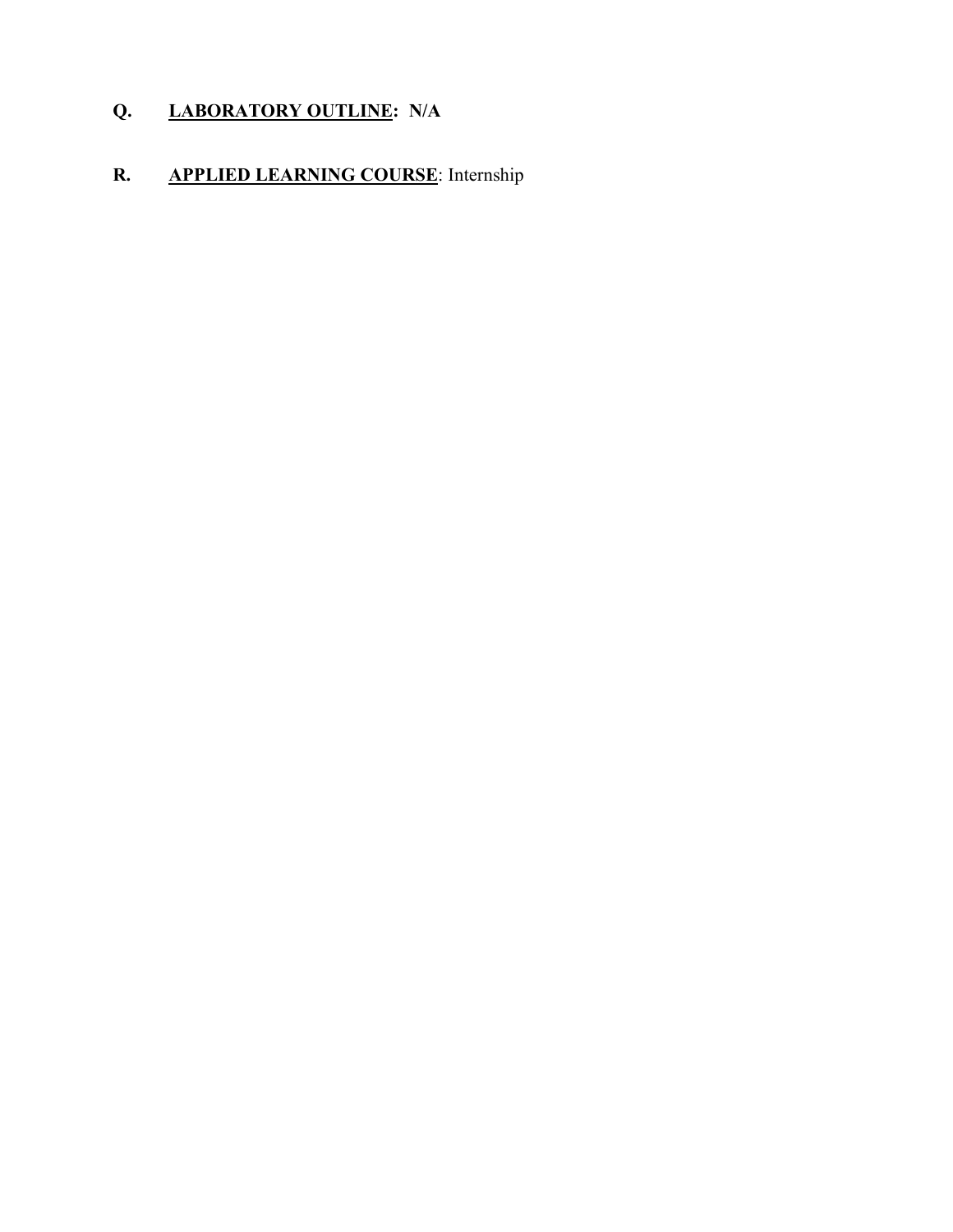**Q. <u>LABORATORY OUTLINE</u>: N/A**

**R. <u>APPLIED LEARNING COURSE</u>**: Internship